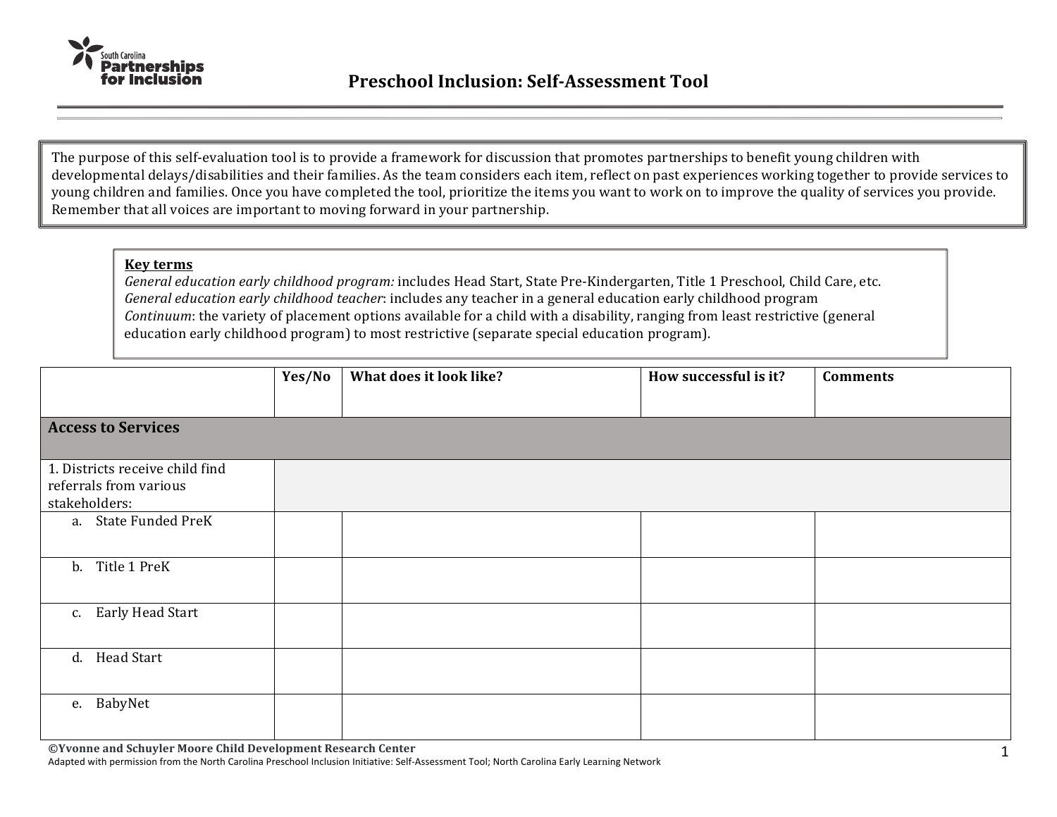South Carolina Partnerships for Inclusion

# Preschool Inclusion: Self-Assessment Tool

The purpose of this self-evaluation tool is to provide a framework for discussion that promotes partnerships to benefit young children with developmental delays/disabilities and their families. As the team considers each item, reflect on past experiences working together to provide services to young children and families. Once you have completed the tool, prioritize the items you want to work on to improve the quality of services you provide. Remember that all voices are important to moving forward in your partnership.

**Key terms**

*General education early childhood program:* includes Head Start, State Pre-Kindergarten, Title 1 Preschool, Child Care, etc.
*General education early childhood teacher*: includes any teacher in a general education early childhood program
*Continuum*: the variety of placement options available for a child with a disability, ranging from least restrictive (general education early childhood program) to most restrictive (separate special education program).

| | Yes/No | What does it look like? | How successful is it? | Comments |
|---|---|---|---|---|
| **Access to Services** | | | | |
| 1. Districts receive child find referrals from various stakeholders: | | | | |
| a. State Funded PreK | | | | |
| b. Title 1 PreK | | | | |
| c. Early Head Start | | | | |
| d. Head Start | | | | |
| e. BabyNet | | | | |

©Yvonne and Schuyler Moore Child Development Research Center
Adapted with permission from the North Carolina Preschool Inclusion Initiative: Self-Assessment Tool; North Carolina Early Learning Network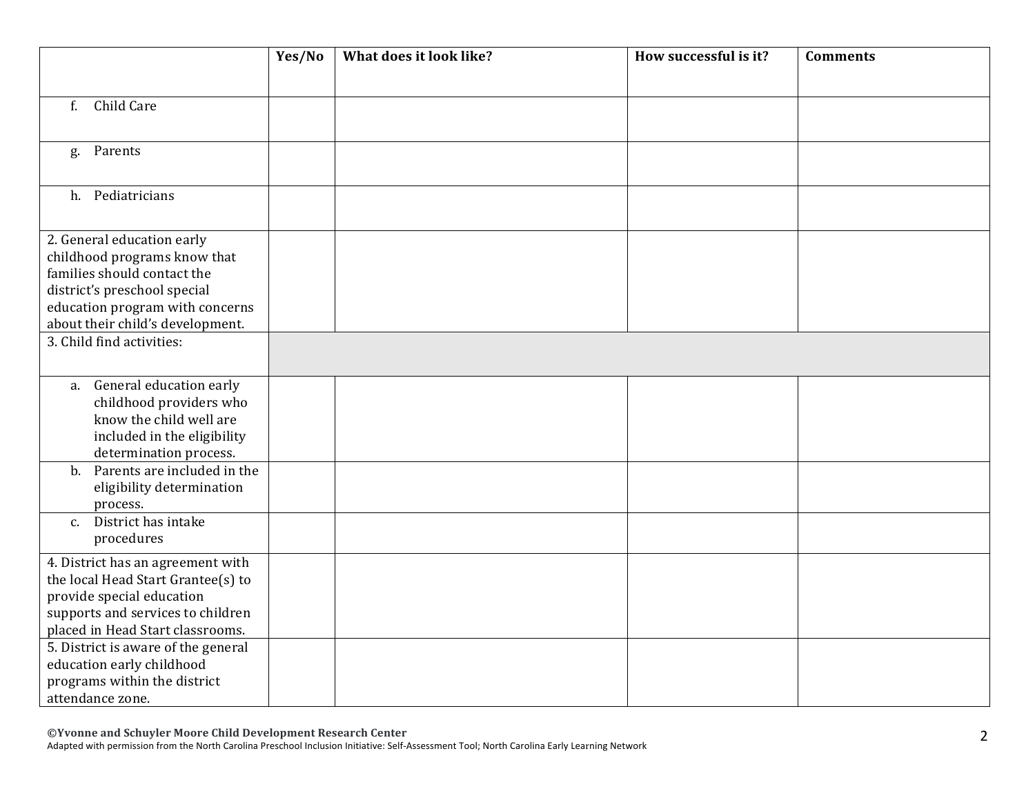| | Yes/No | What does it look like? | How successful is it? | Comments |
|---|---|---|---|---|
| f. Child Care | | | | |
| g. Parents | | | | |
| h. Pediatricians | | | | |
| 2. General education early childhood programs know that families should contact the district's preschool special education program with concerns about their child's development. | | | | |
| 3. Child find activities: | | | | |
| a. General education early childhood providers who know the child well are included in the eligibility determination process. | | | | |
| b. Parents are included in the eligibility determination process. | | | | |
| c. District has intake procedures | | | | |
| 4. District has an agreement with the local Head Start Grantee(s) to provide special education supports and services to children placed in Head Start classrooms. | | | | |
| 5. District is aware of the general education early childhood programs within the district attendance zone. | | | | |

**©Yvonne and Schuyler Moore Child Development Research Center**
Adapted with permission from the North Carolina Preschool Inclusion Initiative: Self-Assessment Tool; North Carolina Early Learning Network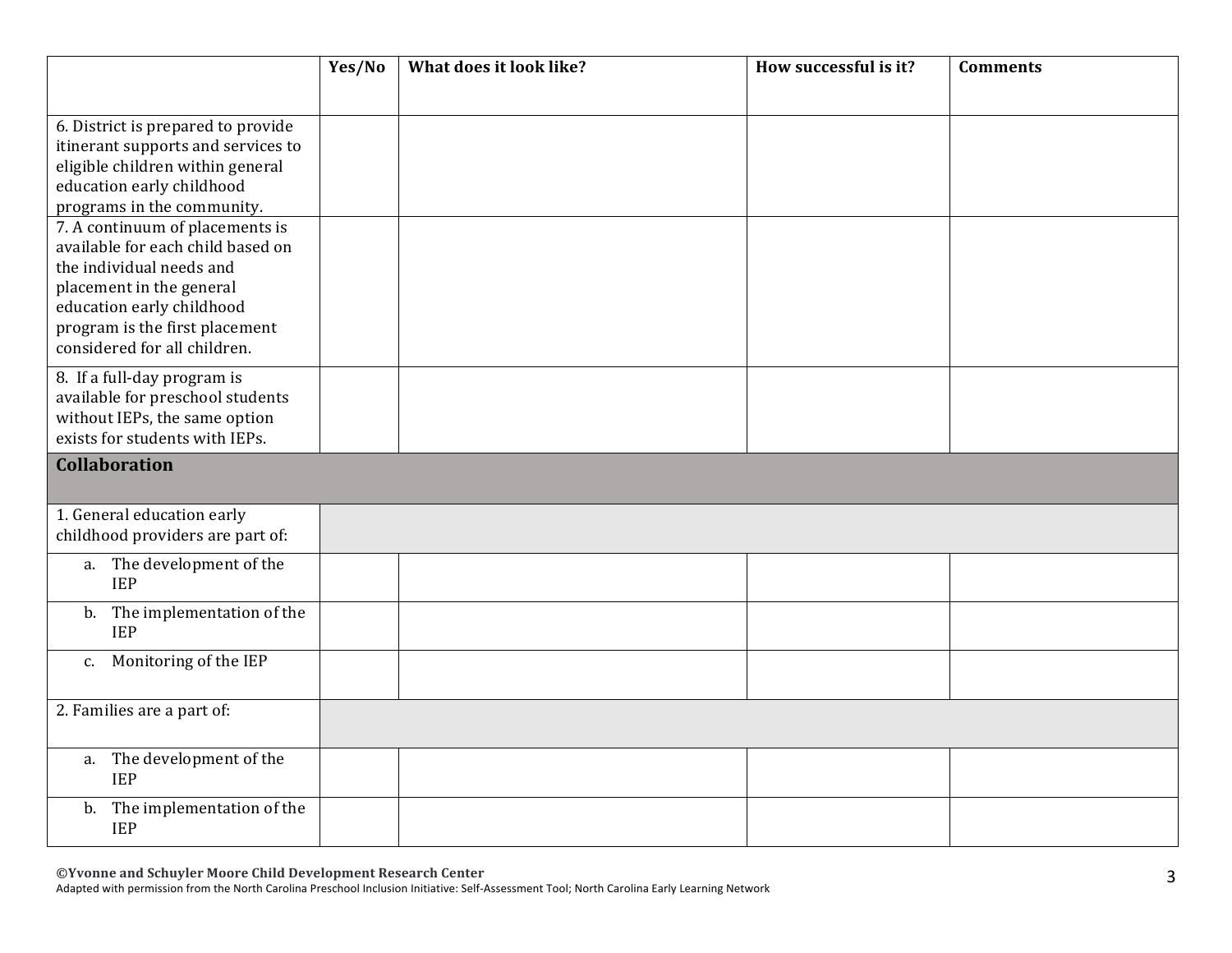| | Yes/No | What does it look like? | How successful is it? | Comments |
|---|---|---|---|---|
| 6. District is prepared to provide itinerant supports and services to eligible children within general education early childhood programs in the community. | | | | |
| 7. A continuum of placements is available for each child based on the individual needs and placement in the general education early childhood program is the first placement considered for all children. | | | | |
| 8. If a full-day program is available for preschool students without IEPs, the same option exists for students with IEPs. | | | | |
| **Collaboration** | | | | |
| 1. General education early childhood providers are part of: | | | | |
| a. The development of the IEP | | | | |
| b. The implementation of the IEP | | | | |
| c. Monitoring of the IEP | | | | |
| 2. Families are a part of: | | | | |
| a. The development of the IEP | | | | |
| b. The implementation of the IEP | | | | |

**©Yvonne and Schuyler Moore Child Development Research Center**
Adapted with permission from the North Carolina Preschool Inclusion Initiative: Self-Assessment Tool; North Carolina Early Learning Network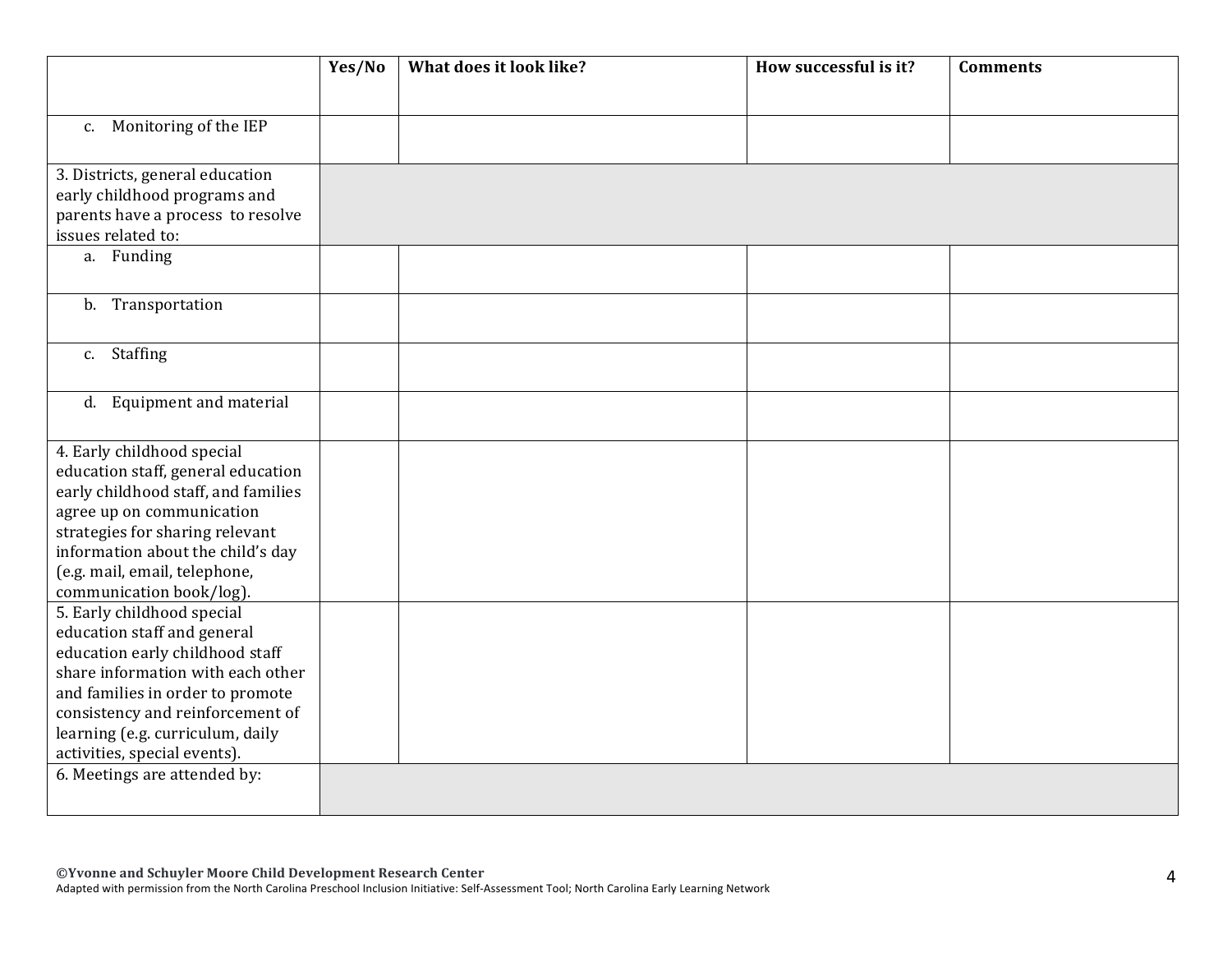| | Yes/No | What does it look like? | How successful is it? | Comments |
|---|---|---|---|---|
| c. Monitoring of the IEP | | | | |
| 3. Districts, general education early childhood programs and parents have a process to resolve issues related to: | | | | |
| a. Funding | | | | |
| b. Transportation | | | | |
| c. Staffing | | | | |
| d. Equipment and material | | | | |
| 4. Early childhood special education staff, general education early childhood staff, and families agree up on communication strategies for sharing relevant information about the child's day (e.g. mail, email, telephone, communication book/log). | | | | |
| 5. Early childhood special education staff and general education early childhood staff share information with each other and families in order to promote consistency and reinforcement of learning (e.g. curriculum, daily activities, special events). | | | | |
| 6. Meetings are attended by: | | | | |

**©Yvonne and Schuyler Moore Child Development Research Center**
Adapted with permission from the North Carolina Preschool Inclusion Initiative: Self-Assessment Tool; North Carolina Early Learning Network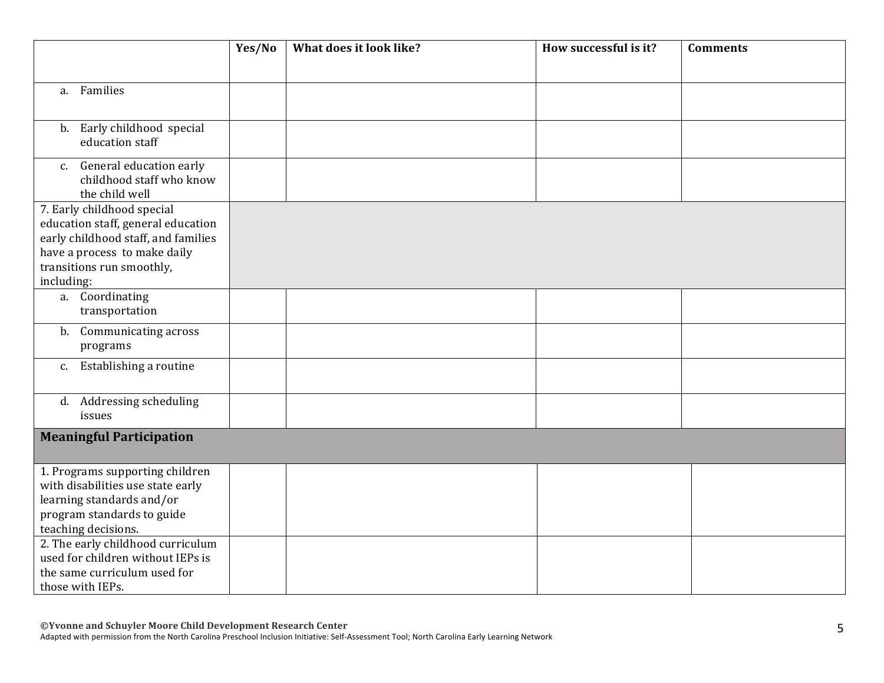| | Yes/No | What does it look like? | How successful is it? | Comments |
|---|---|---|---|---|
| a. Families | | | | |
| b. Early childhood special education staff | | | | |
| c. General education early childhood staff who know the child well | | | | |
| 7. Early childhood special education staff, general education early childhood staff, and families have a process to make daily transitions run smoothly, including: | | | | |
| a. Coordinating transportation | | | | |
| b. Communicating across programs | | | | |
| c. Establishing a routine | | | | |
| d. Addressing scheduling issues | | | | |
| **Meaningful Participation** | | | | |
| 1. Programs supporting children with disabilities use state early learning standards and/or program standards to guide teaching decisions. | | | | |
| 2. The early childhood curriculum used for children without IEPs is the same curriculum used for those with IEPs. | | | | |

**©Yvonne and Schuyler Moore Child Development Research Center**
Adapted with permission from the North Carolina Preschool Inclusion Initiative: Self-Assessment Tool; North Carolina Early Learning Network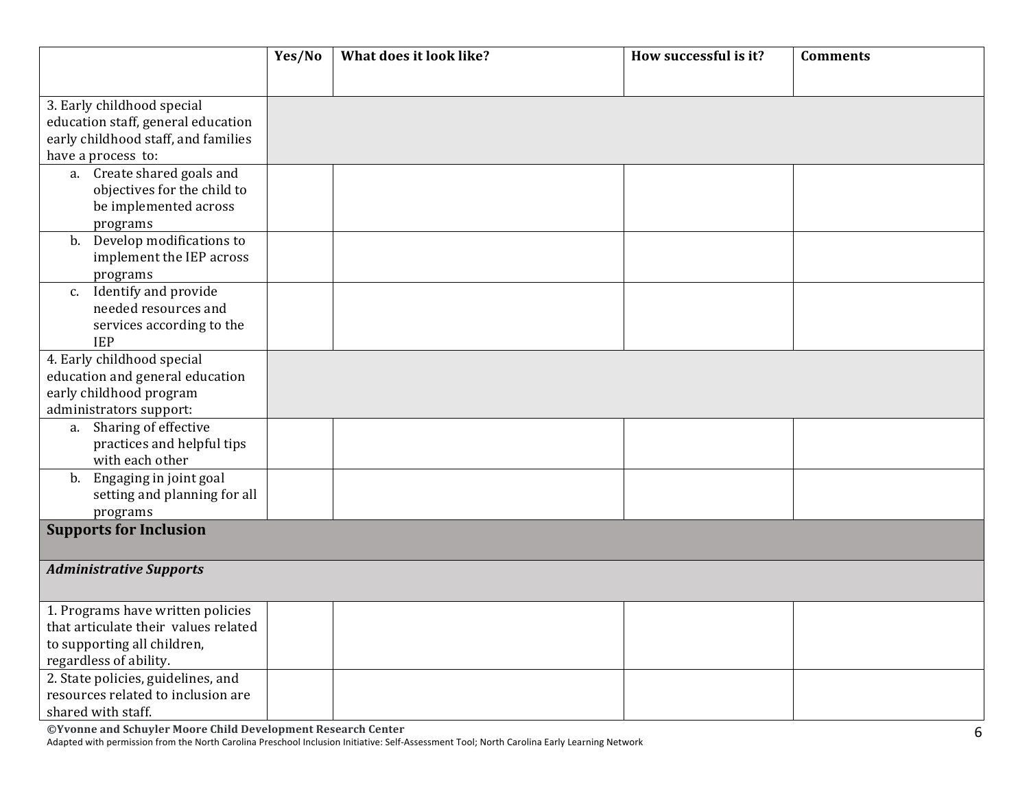| | Yes/No | What does it look like? | How successful is it? | Comments |
|---|---|---|---|---|
| 3. Early childhood special education staff, general education early childhood staff, and families have a process to: | | | | |
| a. Create shared goals and objectives for the child to be implemented across programs | | | | |
| b. Develop modifications to implement the IEP across programs | | | | |
| c. Identify and provide needed resources and services according to the IEP | | | | |
| 4. Early childhood special education and general education early childhood program administrators support: | | | | |
| a. Sharing of effective practices and helpful tips with each other | | | | |
| b. Engaging in joint goal setting and planning for all programs | | | | |
| **Supports for Inclusion** | | | | |
| ***Administrative Supports*** | | | | |
| 1. Programs have written policies that articulate their values related to supporting all children, regardless of ability. | | | | |
| 2. State policies, guidelines, and resources related to inclusion are shared with staff. | | | | |

**©Yvonne and Schuyler Moore Child Development Research Center**
Adapted with permission from the North Carolina Preschool Inclusion Initiative: Self-Assessment Tool; North Carolina Early Learning Network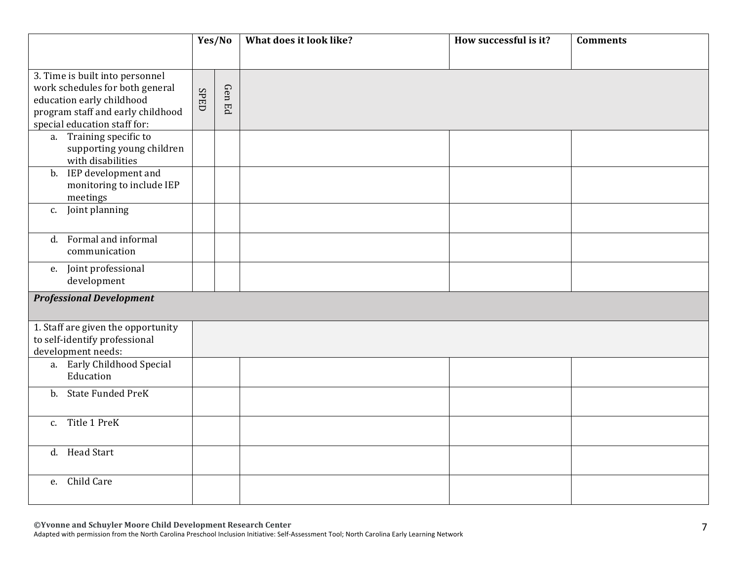| | Yes/No | | What does it look like? | How successful is it? | Comments |
|---|---|---|---|---|---|
| 3. Time is built into personnel work schedules for both general education early childhood program staff and early childhood special education staff for: | SPED | Gen Ed | | | |
| a. Training specific to supporting young children with disabilities | | | | | |
| b. IEP development and monitoring to include IEP meetings | | | | | |
| c. Joint planning | | | | | |
| d. Formal and informal communication | | | | | |
| e. Joint professional development | | | | | |
| ***Professional Development*** | | | | | |
| 1. Staff are given the opportunity to self-identify professional development needs: | | | | | |
| a. Early Childhood Special Education | | | | | |
| b. State Funded PreK | | | | | |
| c. Title 1 PreK | | | | | |
| d. Head Start | | | | | |
| e. Child Care | | | | | |

**©Yvonne and Schuyler Moore Child Development Research Center**
Adapted with permission from the North Carolina Preschool Inclusion Initiative: Self-Assessment Tool; North Carolina Early Learning Network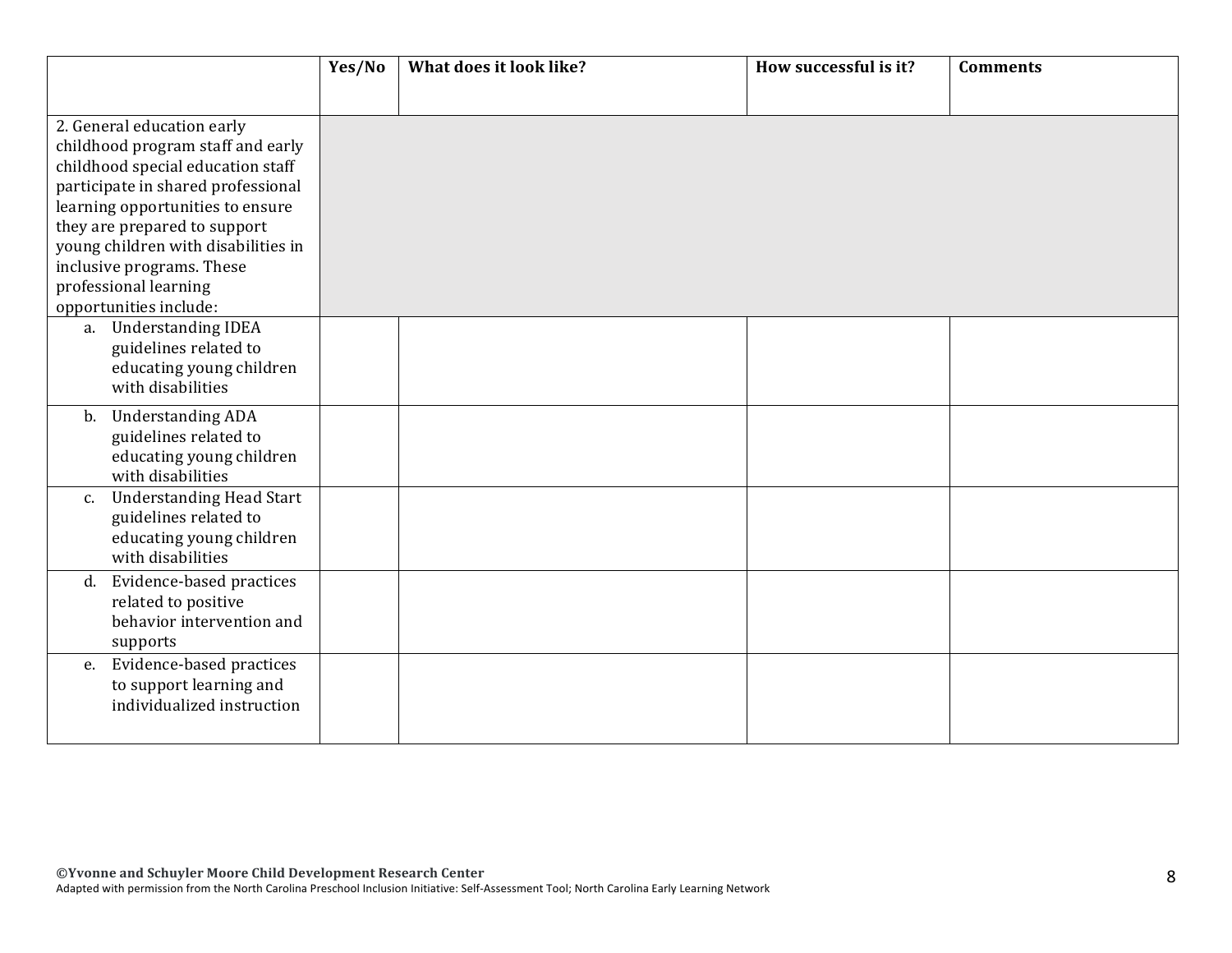| | Yes/No | What does it look like? | How successful is it? | Comments |
|---|---|---|---|---|
| 2. General education early childhood program staff and early childhood special education staff participate in shared professional learning opportunities to ensure they are prepared to support young children with disabilities in inclusive programs. These professional learning opportunities include: | | | | |
| a. Understanding IDEA guidelines related to educating young children with disabilities | | | | |
| b. Understanding ADA guidelines related to educating young children with disabilities | | | | |
| c. Understanding Head Start guidelines related to educating young children with disabilities | | | | |
| d. Evidence-based practices related to positive behavior intervention and supports | | | | |
| e. Evidence-based practices to support learning and individualized instruction | | | | |

**©Yvonne and Schuyler Moore Child Development Research Center**
Adapted with permission from the North Carolina Preschool Inclusion Initiative: Self-Assessment Tool; North Carolina Early Learning Network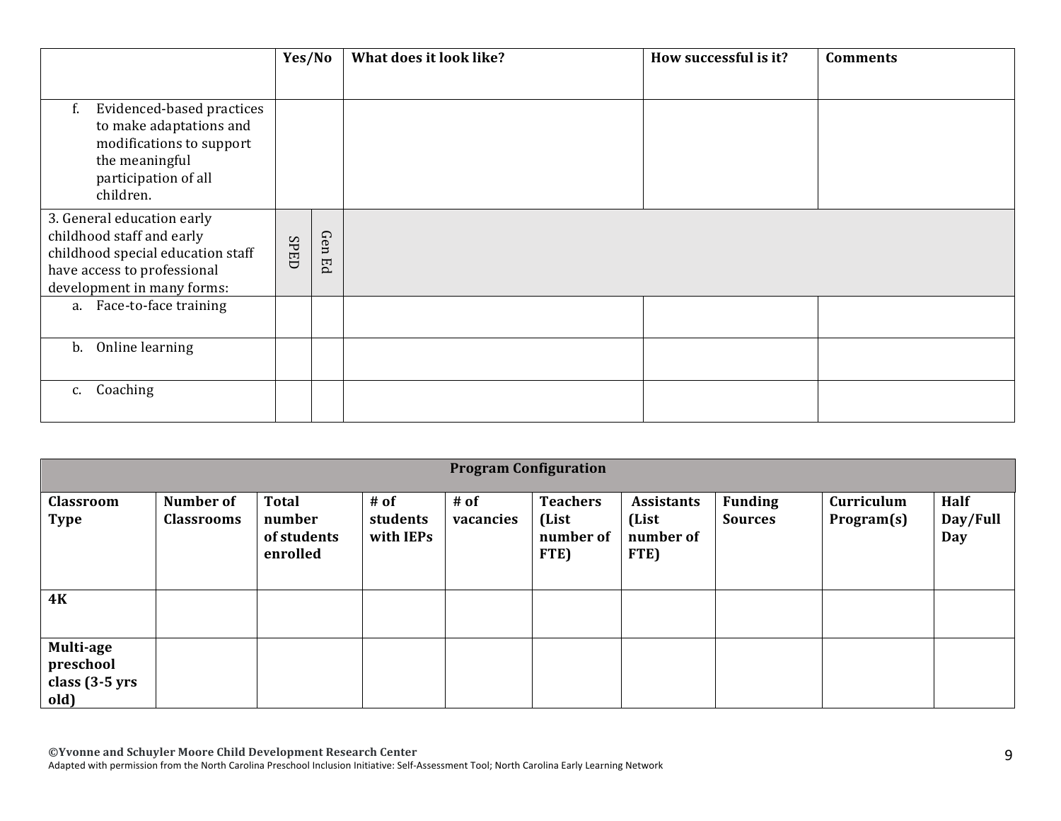| | Yes/No | | What does it look like? | How successful is it? | Comments |
|---|---|---|---|---|---|
| f. Evidenced-based practices to make adaptations and modifications to support the meaningful participation of all children. | | | | | |
| 3. General education early childhood staff and early childhood special education staff have access to professional development in many forms: | SPED | Gen Ed | | | |
| a. Face-to-face training | | | | | |
| b. Online learning | | | | | |
| c. Coaching | | | | | |

| **Program Configuration** | | | | | | | | | |
|---|---|---|---|---|---|---|---|---|---|
| **Classroom Type** | **Number of Classrooms** | **Total number of students enrolled** | **# of students with IEPs** | **# of vacancies** | **Teachers (List number of FTE)** | **Assistants (List number of FTE)** | **Funding Sources** | **Curriculum Program(s)** | **Half Day/Full Day** |
| **4K** | | | | | | | | | |
| **Multi-age preschool class (3-5 yrs old)** | | | | | | | | | |

**©Yvonne and Schuyler Moore Child Development Research Center**
Adapted with permission from the North Carolina Preschool Inclusion Initiative: Self-Assessment Tool; North Carolina Early Learning Network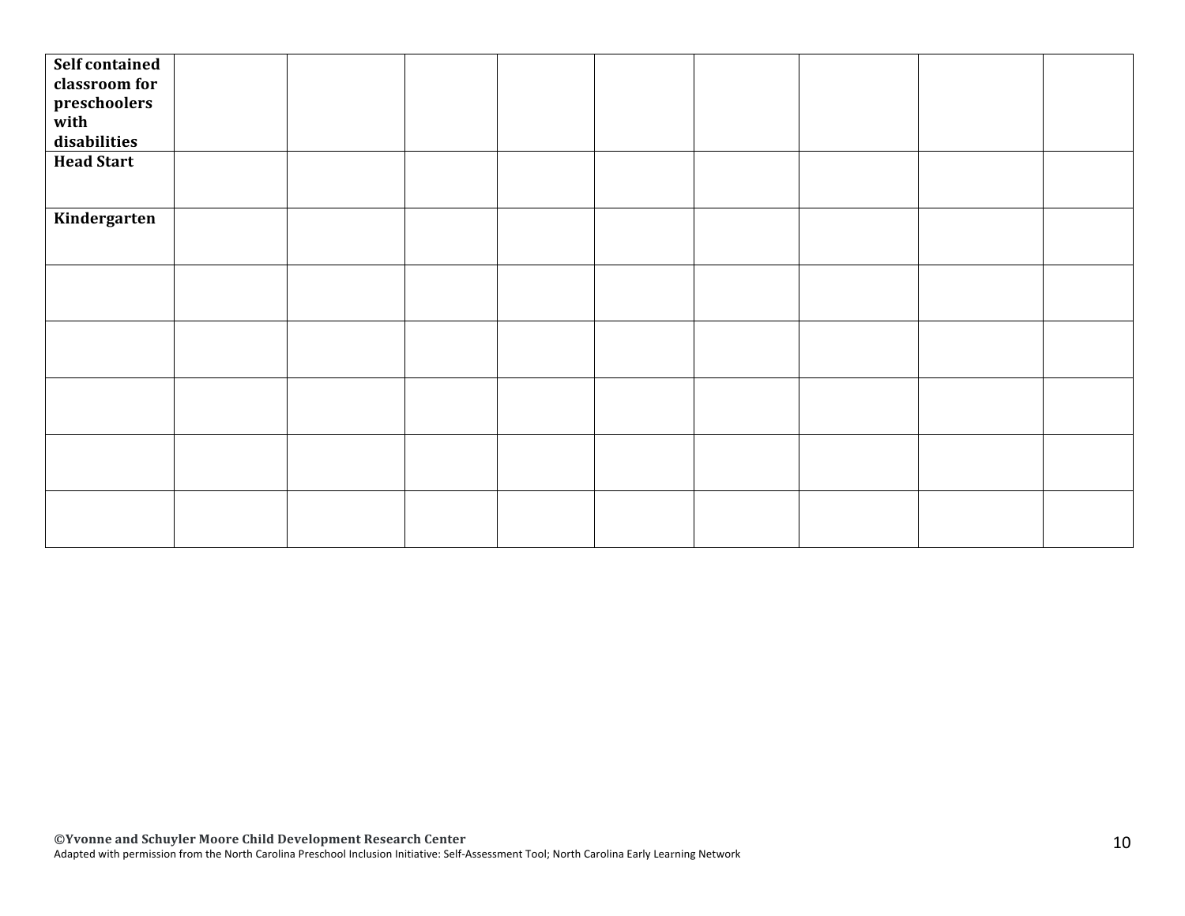| | | | | | | | | |
|---|---|---|---|---|---|---|---|---|
| **Self contained classroom for preschoolers with disabilities** | | | | | | | | |
| **Head Start** | | | | | | | | |
| **Kindergarten** | | | | | | | | |
| | | | | | | | | |
| | | | | | | | | |
| | | | | | | | | |
| | | | | | | | | |
| | | | | | | | | |

**©Yvonne and Schuyler Moore Child Development Research Center**
Adapted with permission from the North Carolina Preschool Inclusion Initiative: Self-Assessment Tool; North Carolina Early Learning Network